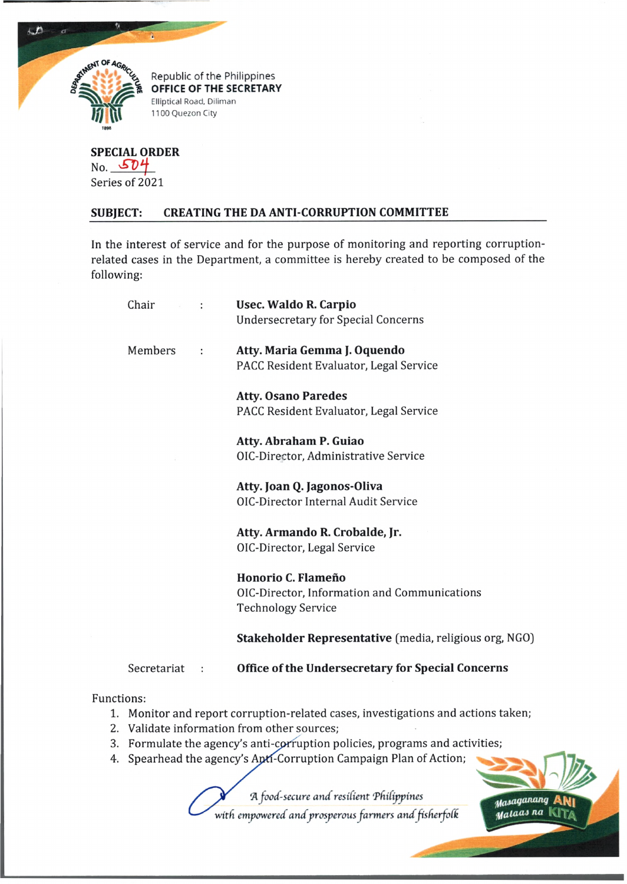Republic of the Philippines
**OFFICE OF THE SECRETARY**
Elliptical Road, Diliman
1100 Quezon City

**SPECIAL ORDER**
No. 504
Series of 2021

**SUBJECT: CREATING THE DA ANTI-CORRUPTION COMMITTEE**

In the interest of service and for the purpose of monitoring and reporting corruption-related cases in the Department, a committee is hereby created to be composed of the following:

Chair : **Usec. Waldo R. Carpio**
Undersecretary for Special Concerns

Members : **Atty. Maria Gemma J. Oquendo**
PACC Resident Evaluator, Legal Service

**Atty. Osano Paredes**
PACC Resident Evaluator, Legal Service

**Atty. Abraham P. Guiao**
OIC-Director, Administrative Service

**Atty. Joan Q. Jagonos-Oliva**
OIC-Director Internal Audit Service

**Atty. Armando R. Crobalde, Jr.**
OIC-Director, Legal Service

**Honorio C. Flameño**
OIC-Director, Information and Communications Technology Service

**Stakeholder Representative** (media, religious org, NGO)

Secretariat : **Office of the Undersecretary for Special Concerns**

Functions:

1. Monitor and report corruption-related cases, investigations and actions taken;
2. Validate information from other sources;
3. Formulate the agency's anti-corruption policies, programs and activities;
4. Spearhead the agency's Anti-Corruption Campaign Plan of Action;

*A food-secure and resilient Philippines with empowered and prosperous farmers and fisherfolk*

Masaganang ANI Mataas na KITA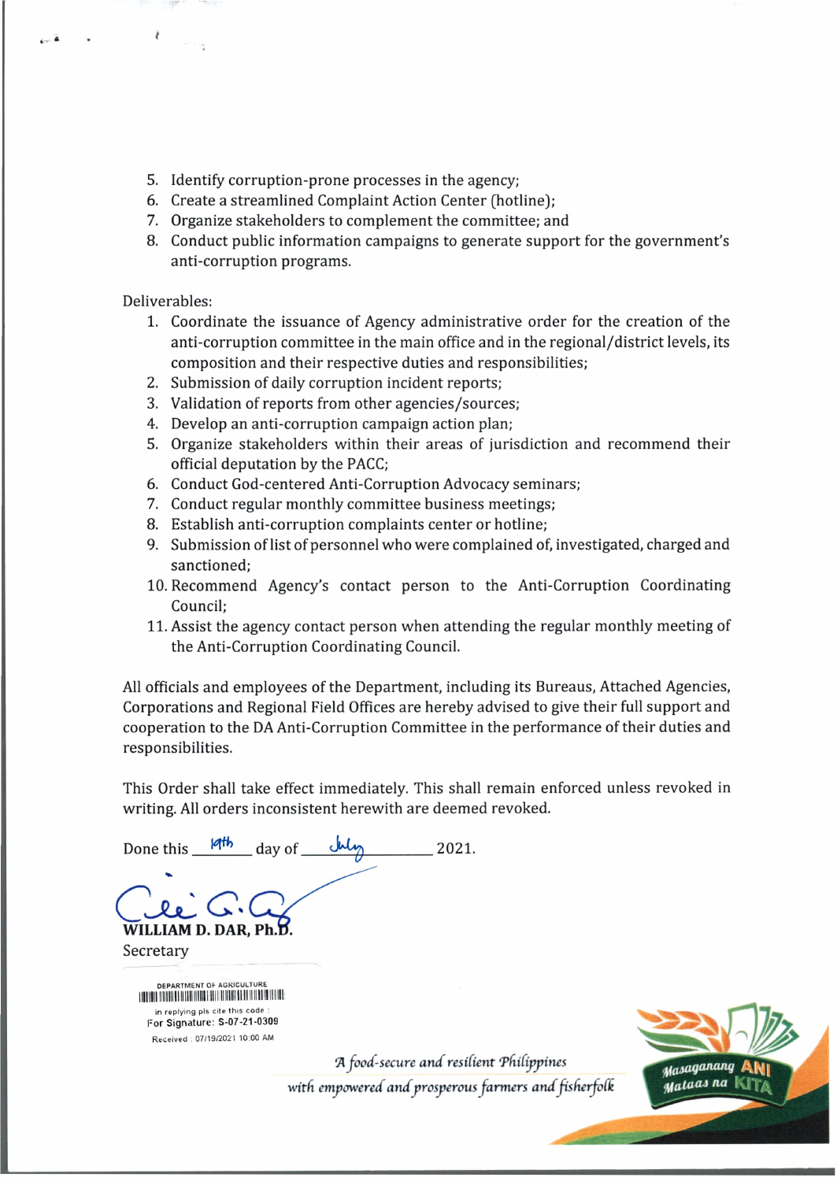5. Identify corruption-prone processes in the agency;
6. Create a streamlined Complaint Action Center (hotline);
7. Organize stakeholders to complement the committee; and
8. Conduct public information campaigns to generate support for the government's anti-corruption programs.

Deliverables:

1. Coordinate the issuance of Agency administrative order for the creation of the anti-corruption committee in the main office and in the regional/district levels, its composition and their respective duties and responsibilities;
2. Submission of daily corruption incident reports;
3. Validation of reports from other agencies/sources;
4. Develop an anti-corruption campaign action plan;
5. Organize stakeholders within their areas of jurisdiction and recommend their official deputation by the PACC;
6. Conduct God-centered Anti-Corruption Advocacy seminars;
7. Conduct regular monthly committee business meetings;
8. Establish anti-corruption complaints center or hotline;
9. Submission of list of personnel who were complained of, investigated, charged and sanctioned;
10. Recommend Agency's contact person to the Anti-Corruption Coordinating Council;
11. Assist the agency contact person when attending the regular monthly meeting of the Anti-Corruption Coordinating Council.

All officials and employees of the Department, including its Bureaus, Attached Agencies, Corporations and Regional Field Offices are hereby advised to give their full support and cooperation to the DA Anti-Corruption Committee in the performance of their duties and responsibilities.

This Order shall take effect immediately. This shall remain enforced unless revoked in writing. All orders inconsistent herewith are deemed revoked.

Done this 19th day of July 2021.

**WILLIAM D. DAR, Ph.D.**
Secretary

DEPARTMENT OF AGRICULTURE
in replying pls cite this code :
For Signature: S-07-21-0309
Received : 07/19/2021 10:00 AM

*A food-secure and resilient Philippines with empowered and prosperous farmers and fisherfolk*

Masaganang ANI Mataas na KITA